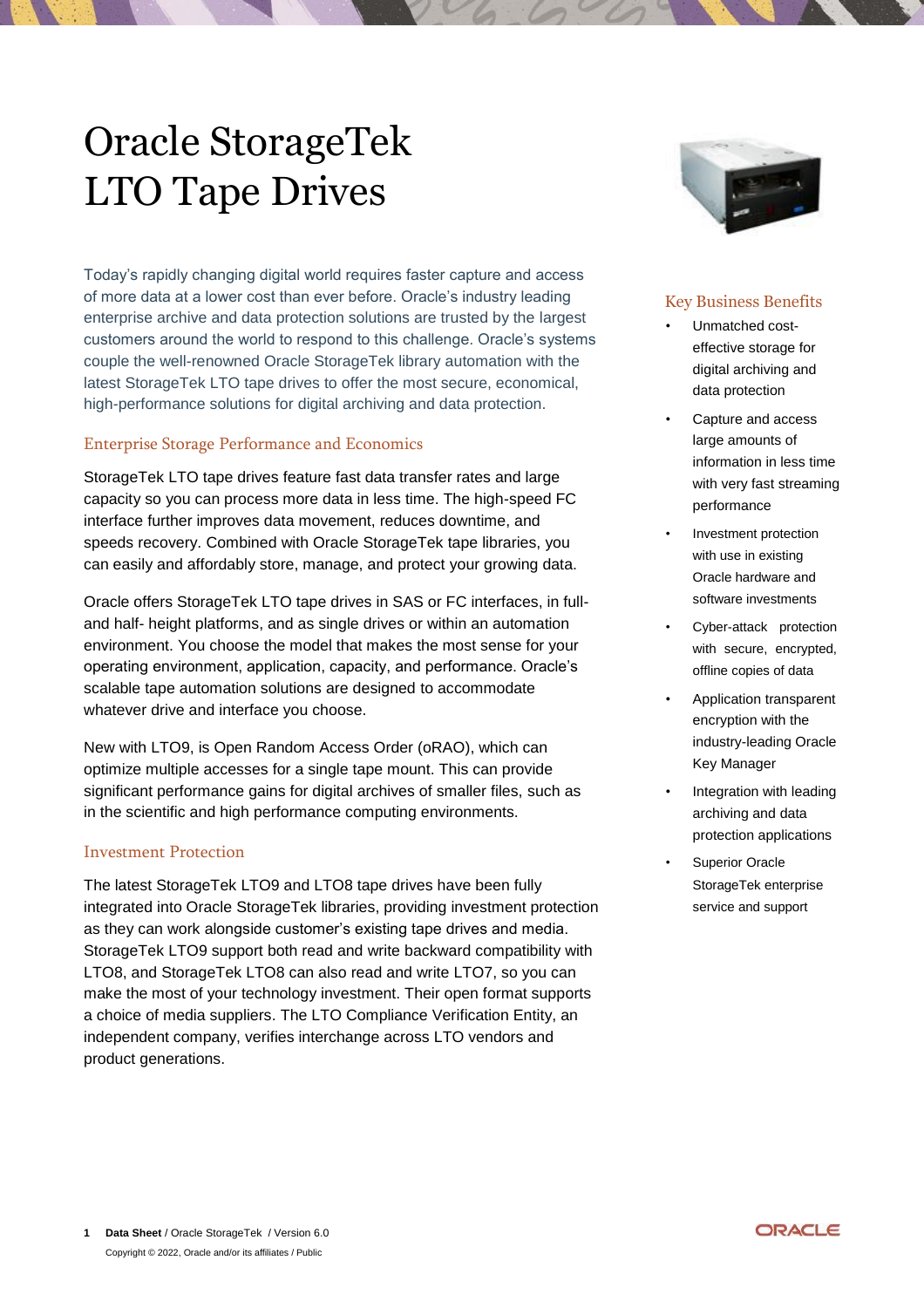# Oracle StorageTek LTO Tape Drives

Today's rapidly changing digital world requires faster capture and access of more data at a lower cost than ever before. Oracle's industry leading enterprise archive and data protection solutions are trusted by the largest customers around the world to respond to this challenge. Oracle's systems couple the well-renowned Oracle StorageTek library automation with the latest StorageTek LTO tape drives to offer the most secure, economical, high-performance solutions for digital archiving and data protection.

## Enterprise Storage Performance and Economics

StorageTek LTO tape drives feature fast data transfer rates and large capacity so you can process more data in less time. The high-speed FC interface further improves data movement, reduces downtime, and speeds recovery. Combined with Oracle StorageTek tape libraries, you can easily and affordably store, manage, and protect your growing data.

Oracle offers StorageTek LTO tape drives in SAS or FC interfaces, in full- and half- height platforms, and as single drives or within an automation environment. You choose the model that makes the most sense for your operating environment, application, capacity, and performance. Oracle's scalable tape automation solutions are designed to accommodate whatever drive and interface you choose.

New with LTO9, is Open Random Access Order (oRAO), which can optimize multiple accesses for a single tape mount. This can provide significant performance gains for digital archives of smaller files, such as in the scientific and high performance computing environments.

## Investment Protection

The latest StorageTek LTO9 and LTO8 tape drives have been fully integrated into Oracle StorageTek libraries, providing investment protection as they can work alongside customer's existing tape drives and media. StorageTek LTO9 support both read and write backward compatibility with LTO8, and StorageTek LTO8 can also read and write LTO7, so you can make the most of your technology investment. Their open format supports a choice of media suppliers. The LTO Compliance Verification Entity, an independent company, verifies interchange across LTO vendors and product generations.

## Key Business Benefits

- Unmatched cost-effective storage for digital archiving and data protection
- Capture and access large amounts of information in less time with very fast streaming performance
- Investment protection with use in existing Oracle hardware and software investments
- Cyber-attack protection with secure, encrypted, offline copies of data
- Application transparent encryption with the industry-leading Oracle Key Manager
- Integration with leading archiving and data protection applications
- Superior Oracle StorageTek enterprise service and support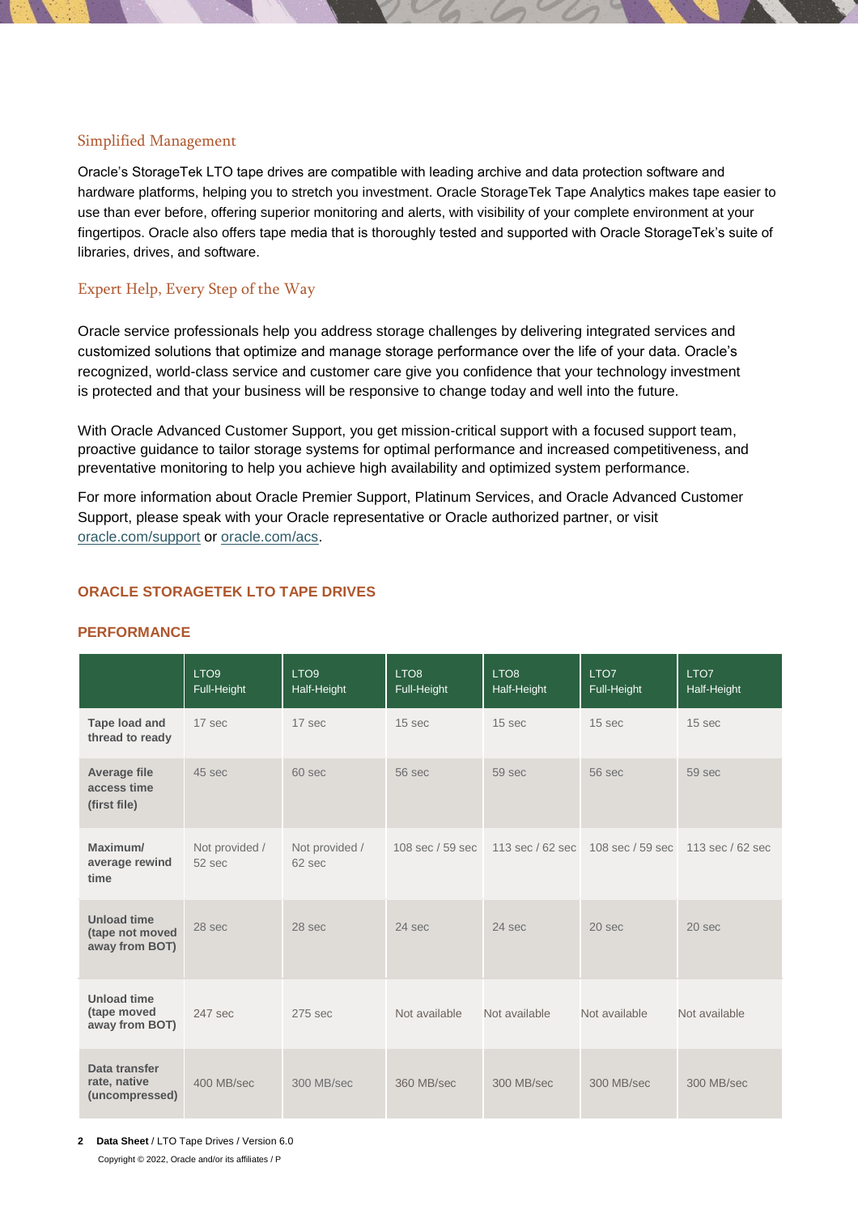## Simplified Management

Oracle's StorageTek LTO tape drives are compatible with leading archive and data protection software and hardware platforms, helping you to stretch you investment. Oracle StorageTek Tape Analytics makes tape easier to use than ever before, offering superior monitoring and alerts, with visibility of your complete environment at your fingertipos. Oracle also offers tape media that is thoroughly tested and supported with Oracle StorageTek's suite of libraries, drives, and software.

## Expert Help, Every Step of the Way

Oracle service professionals help you address storage challenges by delivering integrated services and customized solutions that optimize and manage storage performance over the life of your data. Oracle's recognized, world-class service and customer care give you confidence that your technology investment is protected and that your business will be responsive to change today and well into the future.

With Oracle Advanced Customer Support, you get mission-critical support with a focused support team, proactive guidance to tailor storage systems for optimal performance and increased competitiveness, and preventative monitoring to help you achieve high availability and optimized system performance.

For more information about Oracle Premier Support, Platinum Services, and Oracle Advanced Customer Support, please speak with your Oracle representative or Oracle authorized partner, or visit oracle.com/support or oracle.com/acs.

## ORACLE STORAGETEK LTO TAPE DRIVES

### PERFORMANCE

| | LTO9 Full-Height | LTO9 Half-Height | LTO8 Full-Height | LTO8 Half-Height | LTO7 Full-Height | LTO7 Half-Height |
|---|---|---|---|---|---|---|
| **Tape load and thread to ready** | 17 sec | 17 sec | 15 sec | 15 sec | 15 sec | 15 sec |
| **Average file access time (first file)** | 45 sec | 60 sec | 56 sec | 59 sec | 56 sec | 59 sec |
| **Maximum/ average rewind time** | Not provided / 52 sec | Not provided / 62 sec | 108 sec / 59 sec | 113 sec / 62 sec | 108 sec / 59 sec | 113 sec / 62 sec |
| **Unload time (tape not moved away from BOT)** | 28 sec | 28 sec | 24 sec | 24 sec | 20 sec | 20 sec |
| **Unload time (tape moved away from BOT)** | 247 sec | 275 sec | Not available | Not available | Not available | Not available |
| **Data transfer rate, native (uncompressed)** | 400 MB/sec | 300 MB/sec | 360 MB/sec | 300 MB/sec | 300 MB/sec | 300 MB/sec |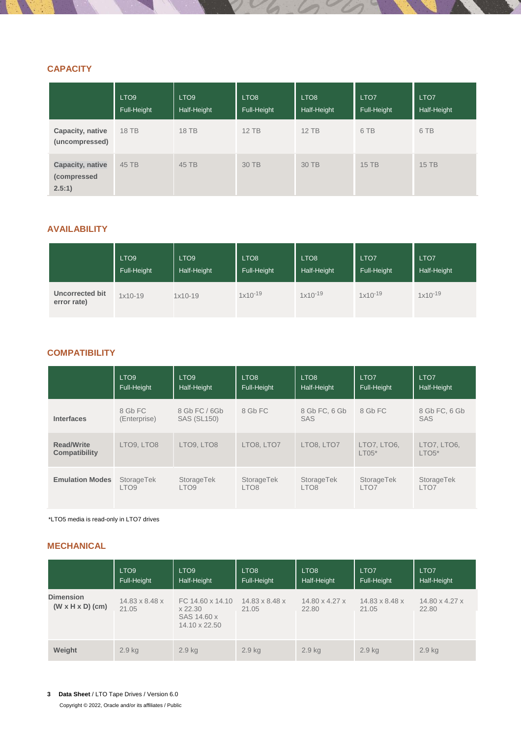## CAPACITY

| | LTO9 Full-Height | LTO9 Half-Height | LTO8 Full-Height | LTO8 Half-Height | LTO7 Full-Height | LTO7 Half-Height |
|---|---|---|---|---|---|---|
| **Capacity, native (uncompressed)** | 18 TB | 18 TB | 12 TB | 12 TB | 6 TB | 6 TB |
| **Capacity, native (compressed 2.5:1)** | 45 TB | 45 TB | 30 TB | 30 TB | 15 TB | 15 TB |

## AVAILABILITY

| | LTO9 Full-Height | LTO9 Half-Height | LTO8 Full-Height | LTO8 Half-Height | LTO7 Full-Height | LTO7 Half-Height |
|---|---|---|---|---|---|---|
| **Uncorrected bit error rate)** | 1x10-19 | 1x10-19 | $1x10^{-19}$ | $1x10^{-19}$ | $1x10^{-19}$ | $1x10^{-19}$ |

## COMPATIBILITY

| | LTO9 Full-Height | LTO9 Half-Height | LTO8 Full-Height | LTO8 Half-Height | LTO7 Full-Height | LTO7 Half-Height |
|---|---|---|---|---|---|---|
| **Interfaces** | 8 Gb FC (Enterprise) | 8 Gb FC / 6Gb SAS (SL150) | 8 Gb FC | 8 Gb FC, 6 Gb SAS | 8 Gb FC | 8 Gb FC, 6 Gb SAS |
| **Read/Write Compatibility** | LTO9, LTO8 | LTO9, LTO8 | LTO8, LTO7 | LTO8, LTO7 | LTO7, LTO6, LT05* | LTO7, LTO6, LTO5* |
| **Emulation Modes** | StorageTek LTO9 | StorageTek LTO9 | StorageTek LTO8 | StorageTek LTO8 | StorageTek LTO7 | StorageTek LTO7 |

*LTO5 media is read-only in LTO7 drives

## MECHANICAL

| | LTO9 Full-Height | LTO9 Half-Height | LTO8 Full-Height | LTO8 Half-Height | LTO7 Full-Height | LTO7 Half-Height |
|---|---|---|---|---|---|---|
| **Dimension (W x H x D) (cm)** | 14.83 x 8.48 x 21.05 | FC 14.60 x 14.10 x 22.30 SAS 14.60 x 14.10 x 22.50 | 14.83 x 8.48 x 21.05 | 14.80 x 4.27 x 22.80 | 14.83 x 8.48 x 21.05 | 14.80 x 4.27 x 22.80 |
| **Weight** | 2.9 kg | 2.9 kg | 2.9 kg | 2.9 kg | 2.9 kg | 2.9 kg |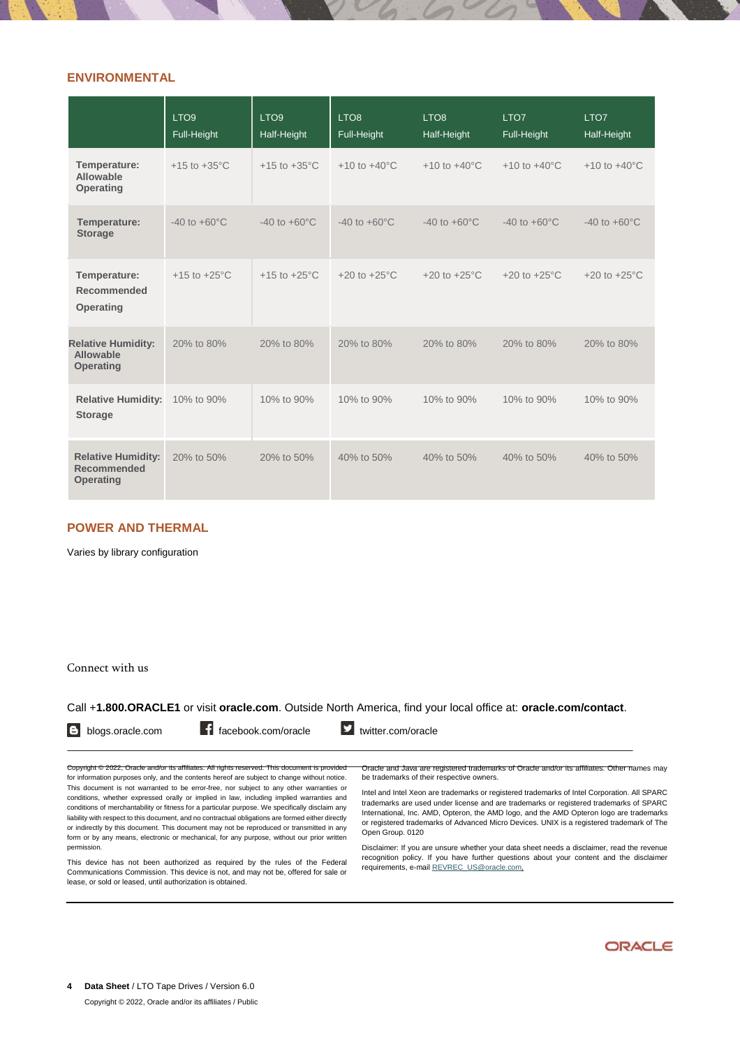## ENVIRONMENTAL

| | LTO9 Full-Height | LTO9 Half-Height | LTO8 Full-Height | LTO8 Half-Height | LTO7 Full-Height | LTO7 Half-Height |
|---|---|---|---|---|---|---|
| **Temperature: Allowable Operating** | +15 to +35°C | +15 to +35°C | +10 to +40°C | +10 to +40°C | +10 to +40°C | +10 to +40°C |
| **Temperature: Storage** | -40 to +60°C | -40 to +60°C | -40 to +60°C | -40 to +60°C | -40 to +60°C | -40 to +60°C |
| **Temperature: Recommended Operating** | +15 to +25°C | +15 to +25°C | +20 to +25°C | +20 to +25°C | +20 to +25°C | +20 to +25°C |
| **Relative Humidity: Allowable Operating** | 20% to 80% | 20% to 80% | 20% to 80% | 20% to 80% | 20% to 80% | 20% to 80% |
| **Relative Humidity: Storage** | 10% to 90% | 10% to 90% | 10% to 90% | 10% to 90% | 10% to 90% | 10% to 90% |
| **Relative Humidity: Recommended Operating** | 20% to 50% | 20% to 50% | 40% to 50% | 40% to 50% | 40% to 50% | 40% to 50% |

## POWER AND THERMAL

Varies by library configuration

Connect with us

Call +**1.800.ORACLE1** or visit **oracle.com**. Outside North America, find your local office at: **oracle.com/contact**.

blogs.oracle.com    facebook.com/oracle    twitter.com/oracle

Copyright © 2022, Oracle and/or its affiliates. All rights reserved. This document is provided for information purposes only, and the contents hereof are subject to change without notice. This document is not warranted to be error-free, nor subject to any other warranties or conditions, whether expressed orally or implied in law, including implied warranties and conditions of merchantability or fitness for a particular purpose. We specifically disclaim any liability with respect to this document, and no contractual obligations are formed either directly or indirectly by this document. This document may not be reproduced or transmitted in any form or by any means, electronic or mechanical, for any purpose, without our prior written permission.

This device has not been authorized as required by the rules of the Federal Communications Commission. This device is not, and may not be, offered for sale or lease, or sold or leased, until authorization is obtained.

Oracle and Java are registered trademarks of Oracle and/or its affiliates. Other names may be trademarks of their respective owners.

Intel and Intel Xeon are trademarks or registered trademarks of Intel Corporation. All SPARC trademarks are used under license and are trademarks or registered trademarks of SPARC International, Inc. AMD, Opteron, the AMD logo, and the AMD Opteron logo are trademarks or registered trademarks of Advanced Micro Devices. UNIX is a registered trademark of The Open Group. 0120

Disclaimer: If you are unsure whether your data sheet needs a disclaimer, read the revenue recognition policy. If you have further questions about your content and the disclaimer requirements, e-mail REVREC_US@oracle.com.

ORACLE